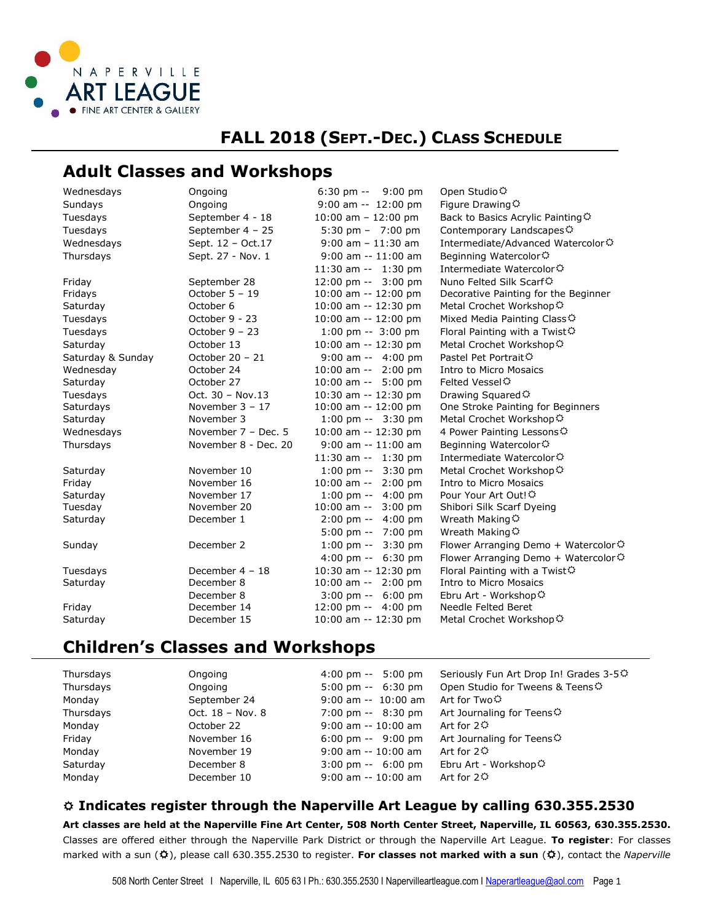NAPERVILLE ART LEAGUE
FINE ART CENTER & GALLERY

# FALL 2018 (SEPT.-DEC.) CLASS SCHEDULE

## Adult Classes and Workshops

| | | | |
|---|---|---|---|
| Wednesdays | Ongoing | 6:30 pm -- 9:00 pm | Open Studio ✪ |
| Sundays | Ongoing | 9:00 am -- 12:00 pm | Figure Drawing ✪ |
| Tuesdays | September 4 - 18 | 10:00 am – 12:00 pm | Back to Basics Acrylic Painting ✪ |
| Tuesdays | September 4 – 25 | 5:30 pm – 7:00 pm | Contemporary Landscapes ✪ |
| Wednesdays | Sept. 12 – Oct.17 | 9:00 am – 11:30 am | Intermediate/Advanced Watercolor ✪ |
| Thursdays | Sept. 27 - Nov. 1 | 9:00 am -- 11:00 am | Beginning Watercolor ✪ |
| | | 11:30 am -- 1:30 pm | Intermediate Watercolor ✪ |
| Friday | September 28 | 12:00 pm -- 3:00 pm | Nuno Felted Silk Scarf ✪ |
| Fridays | October 5 – 19 | 10:00 am -- 12:00 pm | Decorative Painting for the Beginner |
| Saturday | October 6 | 10:00 am -- 12:30 pm | Metal Crochet Workshop ✪ |
| Tuesdays | October 9 - 23 | 10:00 am -- 12:00 pm | Mixed Media Painting Class ✪ |
| Tuesdays | October 9 – 23 | 1:00 pm -- 3:00 pm | Floral Painting with a Twist ✪ |
| Saturday | October 13 | 10:00 am -- 12:30 pm | Metal Crochet Workshop ✪ |
| Saturday & Sunday | October 20 – 21 | 9:00 am -- 4:00 pm | Pastel Pet Portrait ✪ |
| Wednesday | October 24 | 10:00 am -- 2:00 pm | Intro to Micro Mosaics |
| Saturday | October 27 | 10:00 am -- 5:00 pm | Felted Vessel ✪ |
| Tuesdays | Oct. 30 – Nov.13 | 10:30 am -- 12:30 pm | Drawing Squared ✪ |
| Saturdays | November 3 – 17 | 10:00 am -- 12:00 pm | One Stroke Painting for Beginners |
| Saturday | November 3 | 1:00 pm -- 3:30 pm | Metal Crochet Workshop ✪ |
| Wednesdays | November 7 – Dec. 5 | 10:00 am -- 12:30 pm | 4 Power Painting Lessons ✪ |
| Thursdays | November 8 - Dec. 20 | 9:00 am -- 11:00 am | Beginning Watercolor ✪ |
| | | 11:30 am -- 1:30 pm | Intermediate Watercolor ✪ |
| Saturday | November 10 | 1:00 pm -- 3:30 pm | Metal Crochet Workshop ✪ |
| Friday | November 16 | 10:00 am -- 2:00 pm | Intro to Micro Mosaics |
| Saturday | November 17 | 1:00 pm -- 4:00 pm | Pour Your Art Out! ✪ |
| Tuesday | November 20 | 10:00 am -- 3:00 pm | Shibori Silk Scarf Dyeing |
| Saturday | December 1 | 2:00 pm -- 4:00 pm | Wreath Making ✪ |
| | | 5:00 pm -- 7:00 pm | Wreath Making ✪ |
| Sunday | December 2 | 1:00 pm -- 3:30 pm | Flower Arranging Demo + Watercolor ✪ |
| | | 4:00 pm -- 6:30 pm | Flower Arranging Demo + Watercolor ✪ |
| Tuesdays | December 4 – 18 | 10:30 am -- 12:30 pm | Floral Painting with a Twist ✪ |
| Saturday | December 8 | 10:00 am -- 2:00 pm | Intro to Micro Mosaics |
| | December 8 | 3:00 pm -- 6:00 pm | Ebru Art - Workshop ✪ |
| Friday | December 14 | 12:00 pm -- 4:00 pm | Needle Felted Beret |
| Saturday | December 15 | 10:00 am -- 12:30 pm | Metal Crochet Workshop ✪ |

## Children's Classes and Workshops

| | | | |
|---|---|---|---|
| Thursdays | Ongoing | 4:00 pm -- 5:00 pm | Seriously Fun Art Drop In! Grades 3-5 ✪ |
| Thursdays | Ongoing | 5:00 pm -- 6:30 pm | Open Studio for Tweens & Teens ✪ |
| Monday | September 24 | 9:00 am -- 10:00 am | Art for Two ✪ |
| Thursdays | Oct. 18 – Nov. 8 | 7:00 pm -- 8:30 pm | Art Journaling for Teens ✪ |
| Monday | October 22 | 9:00 am -- 10:00 am | Art for 2 ✪ |
| Friday | November 16 | 6:00 pm -- 9:00 pm | Art Journaling for Teens ✪ |
| Monday | November 19 | 9:00 am -- 10:00 am | Art for 2 ✪ |
| Saturday | December 8 | 3:00 pm -- 6:00 pm | Ebru Art - Workshop ✪ |
| Monday | December 10 | 9:00 am -- 10:00 am | Art for 2 ✪ |

### ✪ Indicates register through the Naperville Art League by calling 630.355.2530

**Art classes are held at the Naperville Fine Art Center, 508 North Center Street, Naperville, IL 60563, 630.355.2530.**

Classes are offered either through the Naperville Park District or through the Naperville Art League. **To register**: For classes marked with a sun (✪), please call 630.355.2530 to register. **For classes not marked with a sun** (✪), contact the *Naperville*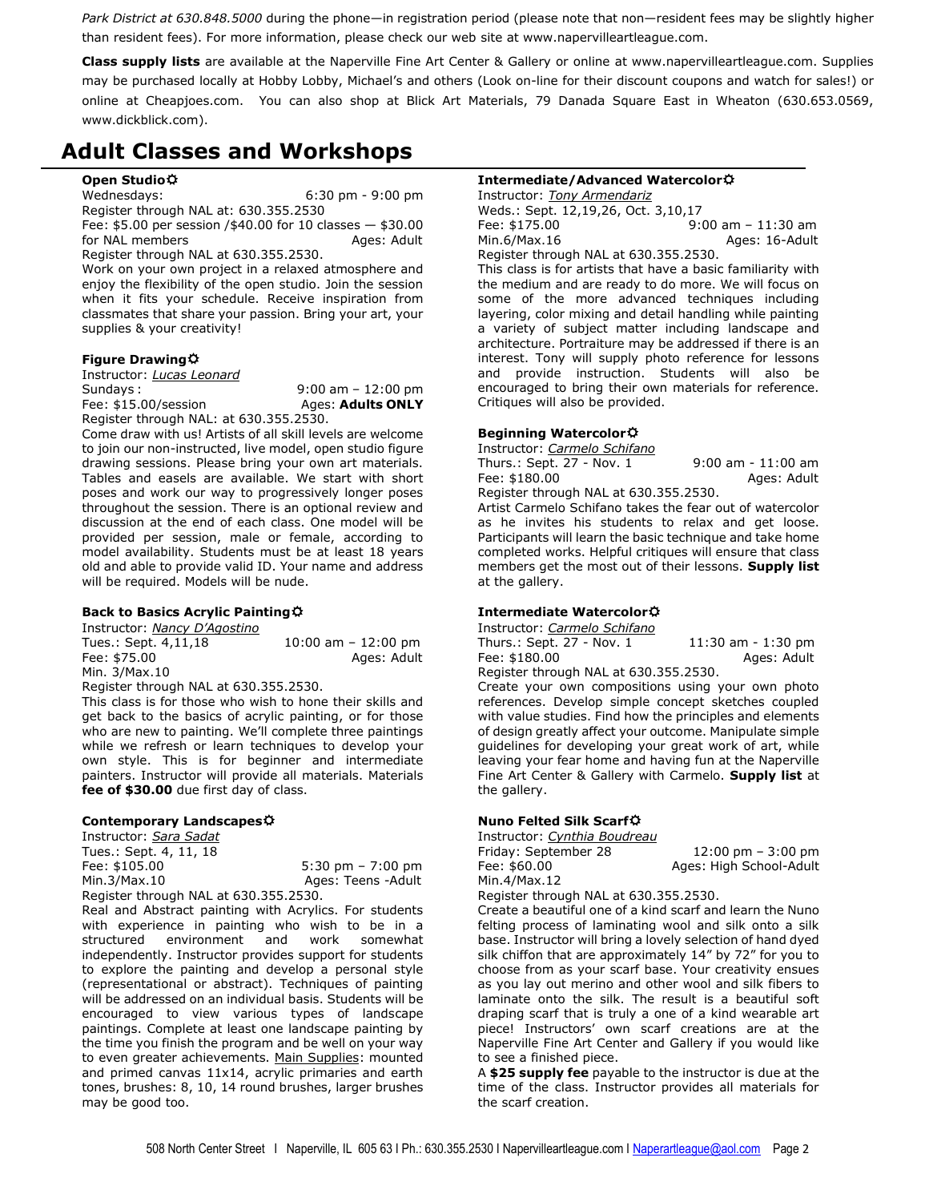*Park District at 630.848.5000* during the phone—in registration period (please note that non—resident fees may be slightly higher than resident fees). For more information, please check our web site at www.napervilleartleague.com.

**Class supply lists** are available at the Naperville Fine Art Center & Gallery or online at www.napervilleartleague.com. Supplies may be purchased locally at Hobby Lobby, Michael's and others (Look on-line for their discount coupons and watch for sales!) or online at Cheapjoes.com. You can also shop at Blick Art Materials, 79 Danada Square East in Wheaton (630.653.0569, www.dickblick.com).

# Adult Classes and Workshops

### Open Studio☼

Wednesdays: 6:30 pm - 9:00 pm
Register through NAL at: 630.355.2530
Fee: $5.00 per session /$40.00 for 10 classes — $30.00 for NAL members Ages: Adult
Register through NAL at 630.355.2530.

Work on your own project in a relaxed atmosphere and enjoy the flexibility of the open studio. Join the session when it fits your schedule. Receive inspiration from classmates that share your passion. Bring your art, your supplies & your creativity!

### Figure Drawing☼

Instructor: *Lucas Leonard*
Sundays : 9:00 am – 12:00 pm
Fee: $15.00/session Ages: **Adults ONLY**
Register through NAL: at 630.355.2530.

Come draw with us! Artists of all skill levels are welcome to join our non-instructed, live model, open studio figure drawing sessions. Please bring your own art materials. Tables and easels are available. We start with short poses and work our way to progressively longer poses throughout the session. There is an optional review and discussion at the end of each class. One model will be provided per session, male or female, according to model availability. Students must be at least 18 years old and able to provide valid ID. Your name and address will be required. Models will be nude.

### Back to Basics Acrylic Painting☼

Instructor: *Nancy D'Agostino*
Tues.: Sept. 4,11,18 10:00 am – 12:00 pm
Fee: $75.00 Ages: Adult
Min. 3/Max.10
Register through NAL at 630.355.2530.

This class is for those who wish to hone their skills and get back to the basics of acrylic painting, or for those who are new to painting. We'll complete three paintings while we refresh or learn techniques to develop your own style. This is for beginner and intermediate painters. Instructor will provide all materials. Materials **fee of $30.00** due first day of class.

### Contemporary Landscapes☼

Instructor: *Sara Sadat*
Tues.: Sept. 4, 11, 18
Fee: $105.00 5:30 pm – 7:00 pm
Min.3/Max.10 Ages: Teens -Adult
Register through NAL at 630.355.2530.

Real and Abstract painting with Acrylics. For students with experience in painting who wish to be in a structured environment and work somewhat independently. Instructor provides support for students to explore the painting and develop a personal style (representational or abstract). Techniques of painting will be addressed on an individual basis. Students will be encouraged to view various types of landscape paintings. Complete at least one landscape painting by the time you finish the program and be well on your way to even greater achievements. Main Supplies: mounted and primed canvas 11x14, acrylic primaries and earth tones, brushes: 8, 10, 14 round brushes, larger brushes may be good too.

### Intermediate/Advanced Watercolor☼

Instructor: *Tony Armendariz*
Weds.: Sept. 12,19,26, Oct. 3,10,17
Fee: $175.00 9:00 am – 11:30 am
Min.6/Max.16 Ages: 16-Adult
Register through NAL at 630.355.2530.

This class is for artists that have a basic familiarity with the medium and are ready to do more. We will focus on some of the more advanced techniques including layering, color mixing and detail handling while painting a variety of subject matter including landscape and architecture. Portraiture may be addressed if there is an interest. Tony will supply photo reference for lessons and provide instruction. Students will also be encouraged to bring their own materials for reference. Critiques will also be provided.

### Beginning Watercolor☼

Instructor: *Carmelo Schifano*
Thurs.: Sept. 27 - Nov. 1 9:00 am - 11:00 am
Fee: $180.00 Ages: Adult
Register through NAL at 630.355.2530.

Artist Carmelo Schifano takes the fear out of watercolor as he invites his students to relax and get loose. Participants will learn the basic technique and take home completed works. Helpful critiques will ensure that class members get the most out of their lessons. **Supply list** at the gallery.

### Intermediate Watercolor☼

Instructor: *Carmelo Schifano*
Thurs.: Sept. 27 - Nov. 1 11:30 am - 1:30 pm
Fee: $180.00 Ages: Adult
Register through NAL at 630.355.2530.

Create your own compositions using your own photo references. Develop simple concept sketches coupled with value studies. Find how the principles and elements of design greatly affect your outcome. Manipulate simple guidelines for developing your great work of art, while leaving your fear home and having fun at the Naperville Fine Art Center & Gallery with Carmelo. **Supply list** at the gallery.

### Nuno Felted Silk Scarf☼

Instructor: *Cynthia Boudreau*
Friday: September 28 12:00 pm – 3:00 pm
Fee: $60.00 Ages: High School-Adult
Min.4/Max.12
Register through NAL at 630.355.2530.

Create a beautiful one of a kind scarf and learn the Nuno felting process of laminating wool and silk onto a silk base. Instructor will bring a lovely selection of hand dyed silk chiffon that are approximately 14" by 72" for you to choose from as your scarf base. Your creativity ensues as you lay out merino and other wool and silk fibers to laminate onto the silk. The result is a beautiful soft draping scarf that is truly a one of a kind wearable art piece! Instructors' own scarf creations are at the Naperville Fine Art Center and Gallery if you would like to see a finished piece.

A **$25 supply fee** payable to the instructor is due at the time of the class. Instructor provides all materials for the scarf creation.

508 North Center Street I Naperville, IL 605 63 I Ph.: 630.355.2530 I Napervilleartleague.com I Naperartleague@aol.com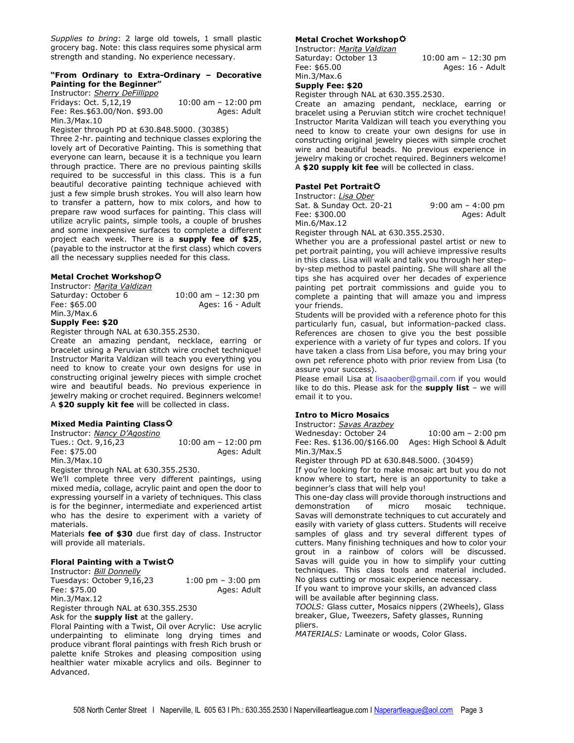*Supplies to bring*: 2 large old towels, 1 small plastic grocery bag. Note: this class requires some physical arm strength and standing. No experience necessary.

### "From Ordinary to Extra-Ordinary – Decorative Painting for the Beginner"

Instructor: *Sherry DeFillippo*
Fridays: Oct. 5,12,19 10:00 am – 12:00 pm
Fee: Res.$63.00/Non. $93.00 Ages: Adult
Min.3/Max.10
Register through PD at 630.848.5000. (30385)

Three 2-hr. painting and technique classes exploring the lovely art of Decorative Painting. This is something that everyone can learn, because it is a technique you learn through practice. There are no previous painting skills required to be successful in this class. This is a fun beautiful decorative painting technique achieved with just a few simple brush strokes. You will also learn how to transfer a pattern, how to mix colors, and how to prepare raw wood surfaces for painting. This class will utilize acrylic paints, simple tools, a couple of brushes and some inexpensive surfaces to complete a different project each week. There is a **supply fee of $25**, (payable to the instructor at the first class) which covers all the necessary supplies needed for this class.

### Metal Crochet Workshop✪

Instructor: *Marita Valdizan*
Saturday: October 6 10:00 am – 12:30 pm
Fee: $65.00 Ages: 16 - Adult
Min.3/Max.6
**Supply Fee: $20**
Register through NAL at 630.355.2530.

Create an amazing pendant, necklace, earring or bracelet using a Peruvian stitch wire crochet technique! Instructor Marita Valdizan will teach you everything you need to know to create your own designs for use in constructing original jewelry pieces with simple crochet wire and beautiful beads. No previous experience in jewelry making or crochet required. Beginners welcome! A **$20 supply kit fee** will be collected in class.

### Mixed Media Painting Class✪

Instructor: *Nancy D'Agostino*
Tues.: Oct. 9,16,23 10:00 am – 12:00 pm
Fee: $75.00 Ages: Adult
Min.3/Max.10
Register through NAL at 630.355.2530.

We'll complete three very different paintings, using mixed media, collage, acrylic paint and open the door to expressing yourself in a variety of techniques. This class is for the beginner, intermediate and experienced artist who has the desire to experiment with a variety of materials.

Materials **fee of $30** due first day of class. Instructor will provide all materials.

### Floral Painting with a Twist✪

Instructor: *Bill Donnelly*
Tuesdays: October 9,16,23 1:00 pm – 3:00 pm
Fee: $75.00 Ages: Adult
Min.3/Max.12
Register through NAL at 630.355.2530
Ask for the **supply list** at the gallery.

Floral Painting with a Twist, Oil over Acrylic: Use acrylic underpainting to eliminate long drying times and produce vibrant floral paintings with fresh Rich brush or palette knife Strokes and pleasing composition using healthier water mixable acrylics and oils. Beginner to Advanced.

### Metal Crochet Workshop✪

Instructor: *Marita Valdizan*
Saturday: October 13 10:00 am – 12:30 pm
Fee: $65.00 Ages: 16 - Adult
Min.3/Max.6
**Supply Fee: $20**
Register through NAL at 630.355.2530.

Create an amazing pendant, necklace, earring or bracelet using a Peruvian stitch wire crochet technique! Instructor Marita Valdizan will teach you everything you need to know to create your own designs for use in constructing original jewelry pieces with simple crochet wire and beautiful beads. No previous experience in jewelry making or crochet required. Beginners welcome! A **$20 supply kit fee** will be collected in class.

### Pastel Pet Portrait✪

Instructor: *Lisa Ober*
Sat. & Sunday Oct. 20-21 9:00 am – 4:00 pm
Fee: $300.00 Ages: Adult
Min.6/Max.12
Register through NAL at 630.355.2530.

Whether you are a professional pastel artist or new to pet portrait painting, you will achieve impressive results in this class. Lisa will walk and talk you through her step-by-step method to pastel painting. She will share all the tips she has acquired over her decades of experience painting pet portrait commissions and guide you to complete a painting that will amaze you and impress your friends.

Students will be provided with a reference photo for this particularly fun, casual, but information-packed class. References are chosen to give you the best possible experience with a variety of fur types and colors. If you have taken a class from Lisa before, you may bring your own pet reference photo with prior review from Lisa (to assure your success).

Please email Lisa at lisaaober@gmail.com if you would like to do this. Please ask for the **supply list** – we will email it to you.

### Intro to Micro Mosaics

Instructor: *Savas Arazbey*
Wednesday: October 24 10:00 am – 2:00 pm
Fee: Res. $136.00/$166.00 Ages: High School & Adult
Min.3/Max.5
Register through PD at 630.848.5000. (30459)

If you're looking for to make mosaic art but you do not know where to start, here is an opportunity to take a beginner's class that will help you!

This one-day class will provide thorough instructions and demonstration of micro mosaic technique. Savas will demonstrate techniques to cut accurately and easily with variety of glass cutters. Students will receive samples of glass and try several different types of cutters. Many finishing techniques and how to color your grout in a rainbow of colors will be discussed. Savas will guide you in how to simplify your cutting techniques. This class tools and material included. No glass cutting or mosaic experience necessary.

If you want to improve your skills, an advanced class will be available after beginning class.

*TOOLS:* Glass cutter, Mosaics nippers (2Wheels), Glass breaker, Glue, Tweezers, Safety glasses, Running pliers.

*MATERIALS:* Laminate or woods, Color Glass.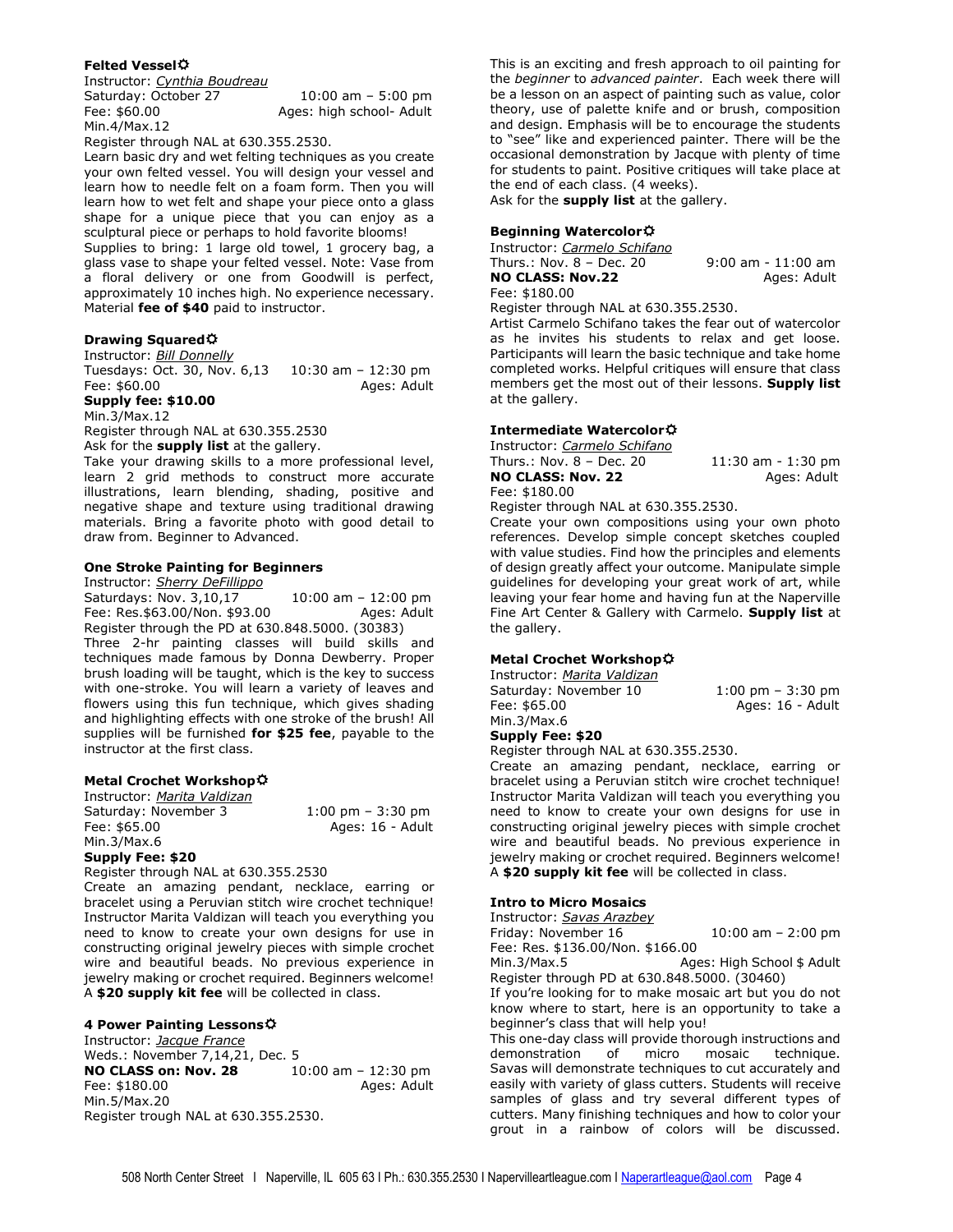### Felted Vessel ✿

Instructor: *Cynthia Boudreau*
Saturday: October 27 10:00 am – 5:00 pm
Fee: $60.00 Ages: high school- Adult
Min.4/Max.12
Register through NAL at 630.355.2530.

Learn basic dry and wet felting techniques as you create your own felted vessel. You will design your vessel and learn how to needle felt on a foam form. Then you will learn how to wet felt and shape your piece onto a glass shape for a unique piece that you can enjoy as a sculptural piece or perhaps to hold favorite blooms! Supplies to bring: 1 large old towel, 1 grocery bag, a glass vase to shape your felted vessel. Note: Vase from a floral delivery or one from Goodwill is perfect, approximately 10 inches high. No experience necessary. Material **fee of $40** paid to instructor.

### Drawing Squared ✿

Instructor: *Bill Donnelly*
Tuesdays: Oct. 30, Nov. 6,13 10:30 am – 12:30 pm
Fee: $60.00 Ages: Adult
**Supply fee: $10.00**
Min.3/Max.12
Register through NAL at 630.355.2530
Ask for the **supply list** at the gallery.

Take your drawing skills to a more professional level, learn 2 grid methods to construct more accurate illustrations, learn blending, shading, positive and negative shape and texture using traditional drawing materials. Bring a favorite photo with good detail to draw from. Beginner to Advanced.

### One Stroke Painting for Beginners

Instructor: *Sherry DeFillippo*
Saturdays: Nov. 3,10,17 10:00 am – 12:00 pm
Fee: Res.$63.00/Non. $93.00 Ages: Adult
Register through the PD at 630.848.5000. (30383)

Three 2-hr painting classes will build skills and techniques made famous by Donna Dewberry. Proper brush loading will be taught, which is the key to success with one-stroke. You will learn a variety of leaves and flowers using this fun technique, which gives shading and highlighting effects with one stroke of the brush! All supplies will be furnished **for $25 fee**, payable to the instructor at the first class.

### Metal Crochet Workshop ✿

Instructor: *Marita Valdizan*
Saturday: November 3 1:00 pm – 3:30 pm
Fee: $65.00 Ages: 16 - Adult
Min.3/Max.6
**Supply Fee: $20**
Register through NAL at 630.355.2530

Create an amazing pendant, necklace, earring or bracelet using a Peruvian stitch wire crochet technique! Instructor Marita Valdizan will teach you everything you need to know to create your own designs for use in constructing original jewelry pieces with simple crochet wire and beautiful beads. No previous experience in jewelry making or crochet required. Beginners welcome! A **$20 supply kit fee** will be collected in class.

### 4 Power Painting Lessons ✿

Instructor: *Jacque France*
Weds.: November 7,14,21, Dec. 5
**NO CLASS on: Nov. 28** 10:00 am – 12:30 pm
Fee: $180.00 Ages: Adult
Min.5/Max.20
Register trough NAL at 630.355.2530.

This is an exciting and fresh approach to oil painting for the *beginner* to *advanced painter*. Each week there will be a lesson on an aspect of painting such as value, color theory, use of palette knife and or brush, composition and design. Emphasis will be to encourage the students to "see" like and experienced painter. There will be the occasional demonstration by Jacque with plenty of time for students to paint. Positive critiques will take place at the end of each class. (4 weeks).
Ask for the **supply list** at the gallery.

### Beginning Watercolor ✿

Instructor: *Carmelo Schifano*
Thurs.: Nov. 8 – Dec. 20 9:00 am - 11:00 am
**NO CLASS: Nov.22** Ages: Adult
Fee: $180.00
Register through NAL at 630.355.2530.

Artist Carmelo Schifano takes the fear out of watercolor as he invites his students to relax and get loose. Participants will learn the basic technique and take home completed works. Helpful critiques will ensure that class members get the most out of their lessons. **Supply list** at the gallery.

### Intermediate Watercolor ✿

Instructor: *Carmelo Schifano*
Thurs.: Nov. 8 – Dec. 20 11:30 am - 1:30 pm
**NO CLASS: Nov. 22** Ages: Adult
Fee: $180.00
Register through NAL at 630.355.2530.

Create your own compositions using your own photo references. Develop simple concept sketches coupled with value studies. Find how the principles and elements of design greatly affect your outcome. Manipulate simple guidelines for developing your great work of art, while leaving your fear home and having fun at the Naperville Fine Art Center & Gallery with Carmelo. **Supply list** at the gallery.

### Metal Crochet Workshop ✿

Instructor: *Marita Valdizan*
Saturday: November 10 1:00 pm – 3:30 pm
Fee: $65.00 Ages: 16 - Adult
Min.3/Max.6
**Supply Fee: $20**
Register through NAL at 630.355.2530.

Create an amazing pendant, necklace, earring or bracelet using a Peruvian stitch wire crochet technique! Instructor Marita Valdizan will teach you everything you need to know to create your own designs for use in constructing original jewelry pieces with simple crochet wire and beautiful beads. No previous experience in jewelry making or crochet required. Beginners welcome! A **$20 supply kit fee** will be collected in class.

### Intro to Micro Mosaics

Instructor: *Savas Arazbey*
Friday: November 16 10:00 am – 2:00 pm
Fee: Res. $136.00/Non. $166.00
Min.3/Max.5 Ages: High School $ Adult
Register through PD at 630.848.5000. (30460)

If you're looking for to make mosaic art but you do not know where to start, here is an opportunity to take a beginner's class that will help you!

This one-day class will provide thorough instructions and demonstration of micro mosaic technique. Savas will demonstrate techniques to cut accurately and easily with variety of glass cutters. Students will receive samples of glass and try several different types of cutters. Many finishing techniques and how to color your grout in a rainbow of colors will be discussed.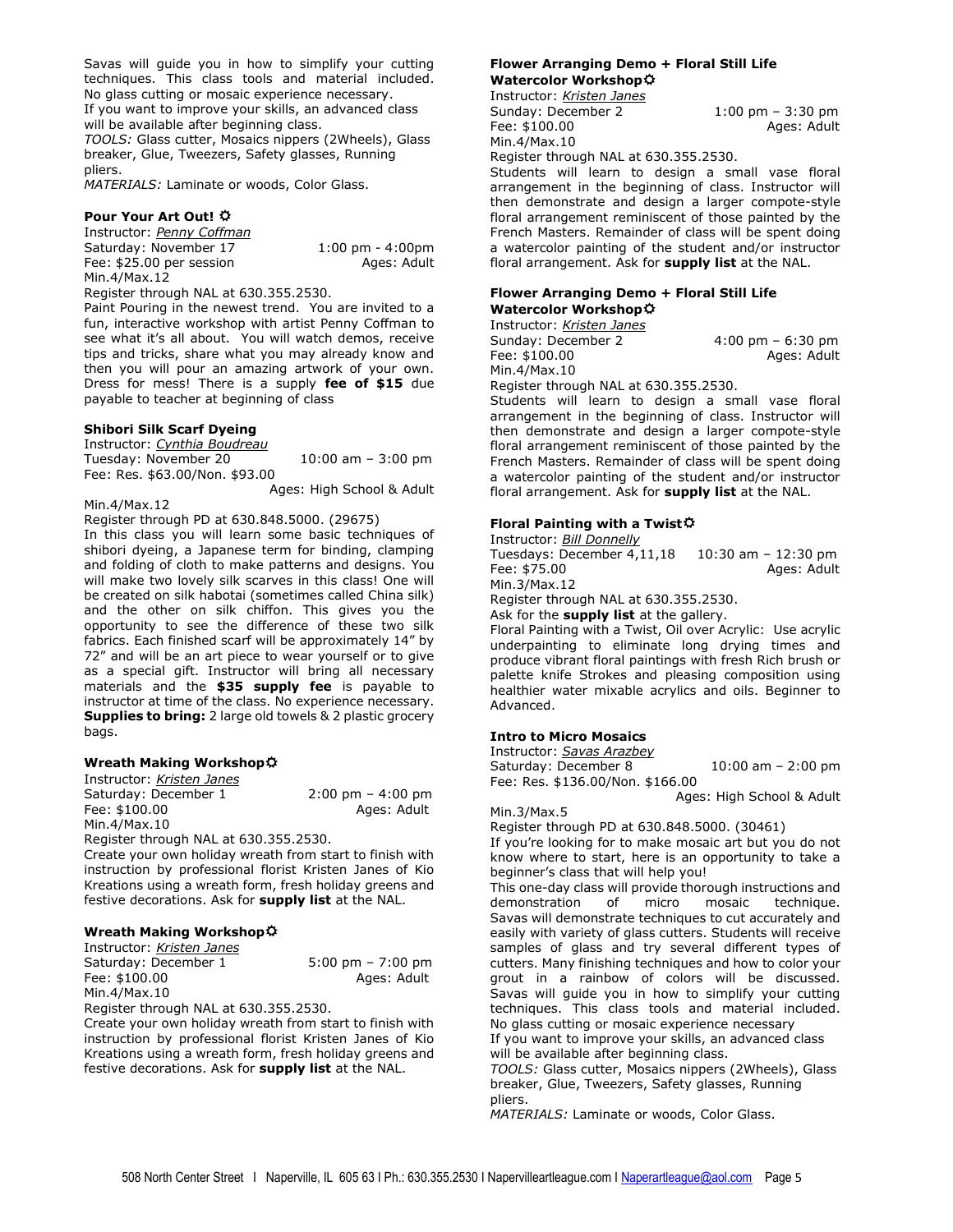Savas will guide you in how to simplify your cutting techniques. This class tools and material included. No glass cutting or mosaic experience necessary.
If you want to improve your skills, an advanced class will be available after beginning class.
*TOOLS:* Glass cutter, Mosaics nippers (2Wheels), Glass breaker, Glue, Tweezers, Safety glasses, Running pliers.
*MATERIALS:* Laminate or woods, Color Glass.

### Pour Your Art Out! ✿

Instructor: *Penny Coffman*
Saturday: November 17 1:00 pm - 4:00pm
Fee: $25.00 per session Ages: Adult
Min.4/Max.12
Register through NAL at 630.355.2530.
Paint Pouring in the newest trend. You are invited to a fun, interactive workshop with artist Penny Coffman to see what it's all about. You will watch demos, receive tips and tricks, share what you may already know and then you will pour an amazing artwork of your own. Dress for mess! There is a supply **fee of $15** due payable to teacher at beginning of class

### Shibori Silk Scarf Dyeing

Instructor: *Cynthia Boudreau*
Tuesday: November 20 10:00 am – 3:00 pm
Fee: Res. $63.00/Non. $93.00
Ages: High School & Adult
Min.4/Max.12
Register through PD at 630.848.5000. (29675)
In this class you will learn some basic techniques of shibori dyeing, a Japanese term for binding, clamping and folding of cloth to make patterns and designs. You will make two lovely silk scarves in this class! One will be created on silk habotai (sometimes called China silk) and the other on silk chiffon. This gives you the opportunity to see the difference of these two silk fabrics. Each finished scarf will be approximately 14" by 72" and will be an art piece to wear yourself or to give as a special gift. Instructor will bring all necessary materials and the **$35 supply fee** is payable to instructor at time of the class. No experience necessary. **Supplies to bring:** 2 large old towels & 2 plastic grocery bags.

### Wreath Making Workshop✿

Instructor: *Kristen Janes*
Saturday: December 1 2:00 pm – 4:00 pm
Fee: $100.00 Ages: Adult
Min.4/Max.10
Register through NAL at 630.355.2530.
Create your own holiday wreath from start to finish with instruction by professional florist Kristen Janes of Kio Kreations using a wreath form, fresh holiday greens and festive decorations. Ask for **supply list** at the NAL.

### Wreath Making Workshop✿

Instructor: *Kristen Janes*
Saturday: December 1 5:00 pm – 7:00 pm
Fee: $100.00 Ages: Adult
Min.4/Max.10
Register through NAL at 630.355.2530.
Create your own holiday wreath from start to finish with instruction by professional florist Kristen Janes of Kio Kreations using a wreath form, fresh holiday greens and festive decorations. Ask for **supply list** at the NAL.

### Flower Arranging Demo + Floral Still Life Watercolor Workshop✿

Instructor: *Kristen Janes*
Sunday: December 2 1:00 pm – 3:30 pm
Fee: $100.00 Ages: Adult
Min.4/Max.10
Register through NAL at 630.355.2530.
Students will learn to design a small vase floral arrangement in the beginning of class. Instructor will then demonstrate and design a larger compote-style floral arrangement reminiscent of those painted by the French Masters. Remainder of class will be spent doing a watercolor painting of the student and/or instructor floral arrangement. Ask for **supply list** at the NAL.

### Flower Arranging Demo + Floral Still Life Watercolor Workshop✿

Instructor: *Kristen Janes*
Sunday: December 2 4:00 pm – 6:30 pm
Fee: $100.00 Ages: Adult
Min.4/Max.10
Register through NAL at 630.355.2530.
Students will learn to design a small vase floral arrangement in the beginning of class. Instructor will then demonstrate and design a larger compote-style floral arrangement reminiscent of those painted by the French Masters. Remainder of class will be spent doing a watercolor painting of the student and/or instructor floral arrangement. Ask for **supply list** at the NAL.

### Floral Painting with a Twist✿

Instructor: *Bill Donnelly*
Tuesdays: December 4,11,18 10:30 am – 12:30 pm
Fee: $75.00 Ages: Adult
Min.3/Max.12
Register through NAL at 630.355.2530.
Ask for the **supply list** at the gallery.
Floral Painting with a Twist, Oil over Acrylic: Use acrylic underpainting to eliminate long drying times and produce vibrant floral paintings with fresh Rich brush or palette knife Strokes and pleasing composition using healthier water mixable acrylics and oils. Beginner to Advanced.

### Intro to Micro Mosaics

Instructor: *Savas Arazbey*
Saturday: December 8 10:00 am – 2:00 pm
Fee: Res. $136.00/Non. $166.00
Ages: High School & Adult
Min.3/Max.5
Register through PD at 630.848.5000. (30461)
If you're looking for to make mosaic art but you do not know where to start, here is an opportunity to take a beginner's class that will help you!
This one-day class will provide thorough instructions and demonstration of micro mosaic technique. Savas will demonstrate techniques to cut accurately and easily with variety of glass cutters. Students will receive samples of glass and try several different types of cutters. Many finishing techniques and how to color your grout in a rainbow of colors will be discussed. Savas will guide you in how to simplify your cutting techniques. This class tools and material included. No glass cutting or mosaic experience necessary
If you want to improve your skills, an advanced class will be available after beginning class.
*TOOLS:* Glass cutter, Mosaics nippers (2Wheels), Glass breaker, Glue, Tweezers, Safety glasses, Running pliers.
*MATERIALS:* Laminate or woods, Color Glass.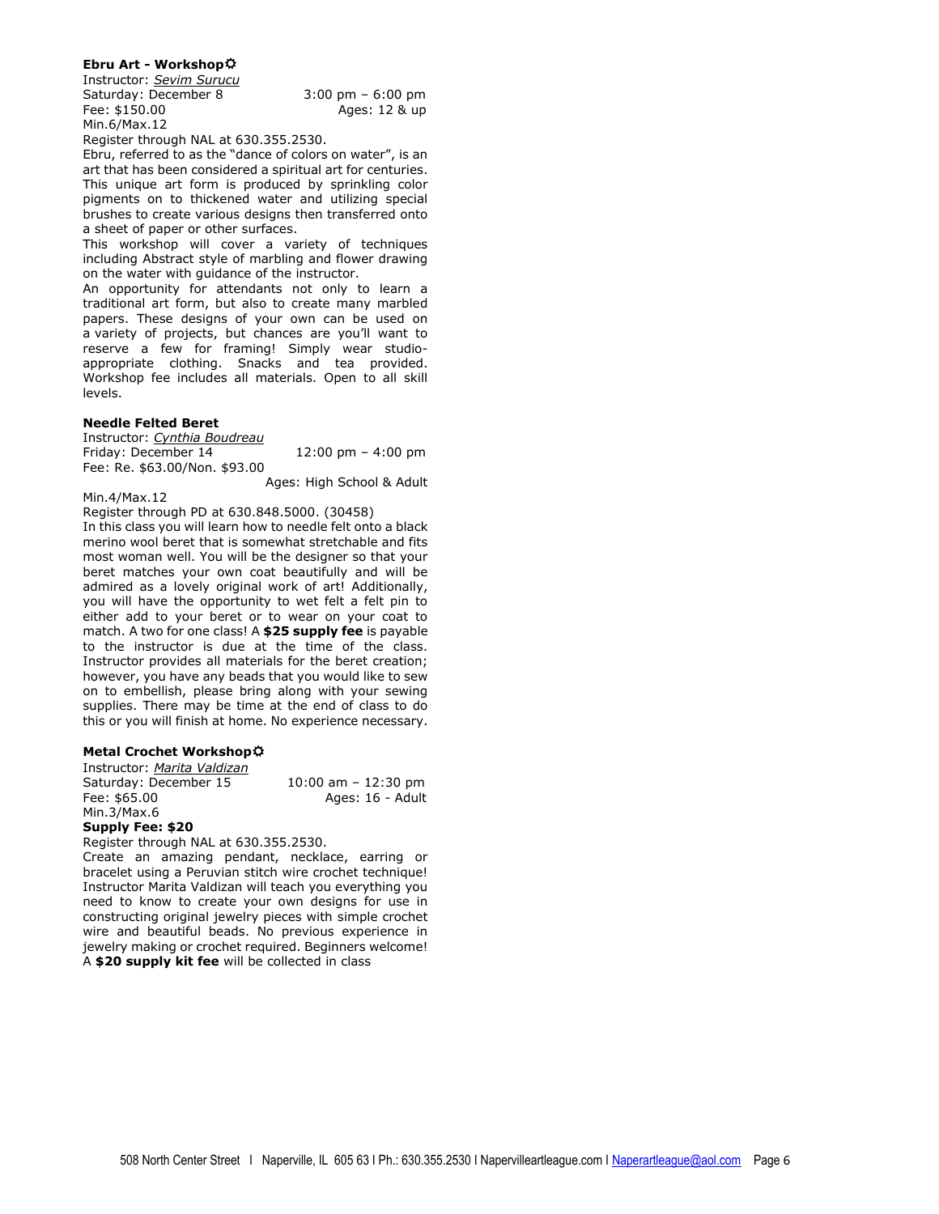### Ebru Art - Workshop☼

Instructor: *Sevim Surucu*
Saturday: December 8 3:00 pm – 6:00 pm
Fee: $150.00 Ages: 12 & up
Min.6/Max.12
Register through NAL at 630.355.2530.

Ebru, referred to as the "dance of colors on water", is an art that has been considered a spiritual art for centuries. This unique art form is produced by sprinkling color pigments on to thickened water and utilizing special brushes to create various designs then transferred onto a sheet of paper or other surfaces.

This workshop will cover a variety of techniques including Abstract style of marbling and flower drawing on the water with guidance of the instructor.

An opportunity for attendants not only to learn a traditional art form, but also to create many marbled papers. These designs of your own can be used on a variety of projects, but chances are you'll want to reserve a few for framing! Simply wear studio-appropriate clothing. Snacks and tea provided. Workshop fee includes all materials. Open to all skill levels.

### Needle Felted Beret

Instructor: *Cynthia Boudreau*
Friday: December 14 12:00 pm – 4:00 pm
Fee: Re. $63.00/Non. $93.00
Ages: High School & Adult
Min.4/Max.12
Register through PD at 630.848.5000. (30458)

In this class you will learn how to needle felt onto a black merino wool beret that is somewhat stretchable and fits most woman well. You will be the designer so that your beret matches your own coat beautifully and will be admired as a lovely original work of art! Additionally, you will have the opportunity to wet felt a felt pin to either add to your beret or to wear on your coat to match. A two for one class! A **$25 supply fee** is payable to the instructor is due at the time of the class. Instructor provides all materials for the beret creation; however, you have any beads that you would like to sew on to embellish, please bring along with your sewing supplies. There may be time at the end of class to do this or you will finish at home. No experience necessary.

### Metal Crochet Workshop☼

Instructor: *Marita Valdizan*
Saturday: December 15 10:00 am – 12:30 pm
Fee: $65.00 Ages: 16 - Adult
Min.3/Max.6
**Supply Fee: $20**
Register through NAL at 630.355.2530.

Create an amazing pendant, necklace, earring or bracelet using a Peruvian stitch wire crochet technique! Instructor Marita Valdizan will teach you everything you need to know to create your own designs for use in constructing original jewelry pieces with simple crochet wire and beautiful beads. No previous experience in jewelry making or crochet required. Beginners welcome! A **$20 supply kit fee** will be collected in class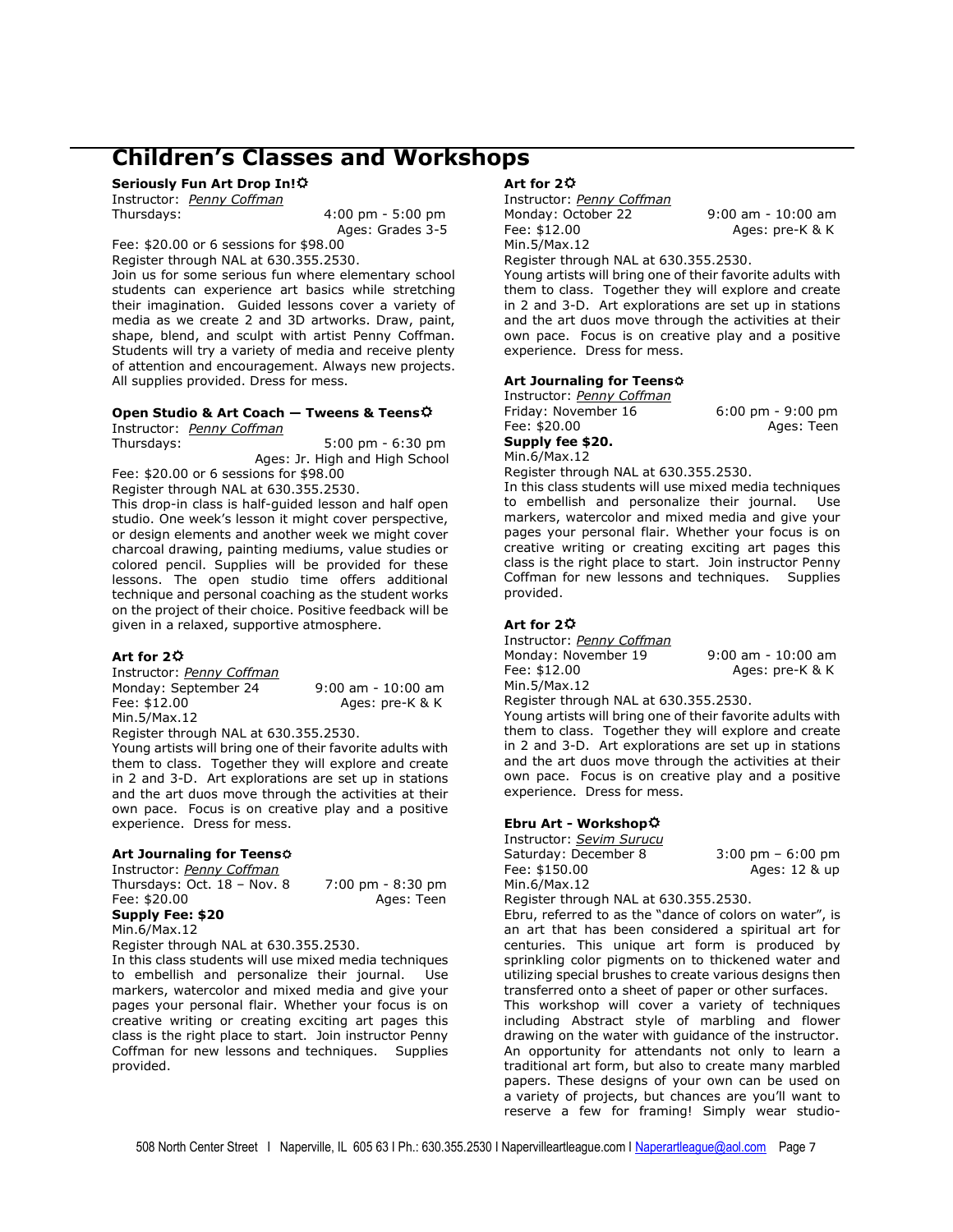# Children's Classes and Workshops

### Seriously Fun Art Drop In!✪

Instructor: *Penny Coffman*
Thursdays: 4:00 pm - 5:00 pm
Ages: Grades 3-5
Fee: $20.00 or 6 sessions for $98.00
Register through NAL at 630.355.2530.
Join us for some serious fun where elementary school students can experience art basics while stretching their imagination. Guided lessons cover a variety of media as we create 2 and 3D artworks. Draw, paint, shape, blend, and sculpt with artist Penny Coffman. Students will try a variety of media and receive plenty of attention and encouragement. Always new projects. All supplies provided. Dress for mess.

### Open Studio & Art Coach — Tweens & Teens✪

Instructor: *Penny Coffman*
Thursdays: 5:00 pm - 6:30 pm
Ages: Jr. High and High School
Fee: $20.00 or 6 sessions for $98.00
Register through NAL at 630.355.2530.
This drop-in class is half-guided lesson and half open studio. One week's lesson it might cover perspective, or design elements and another week we might cover charcoal drawing, painting mediums, value studies or colored pencil. Supplies will be provided for these lessons. The open studio time offers additional technique and personal coaching as the student works on the project of their choice. Positive feedback will be given in a relaxed, supportive atmosphere.

### Art for 2✪

Instructor: *Penny Coffman*
Monday: September 24 9:00 am - 10:00 am
Fee: $12.00 Ages: pre-K & K
Min.5/Max.12
Register through NAL at 630.355.2530.
Young artists will bring one of their favorite adults with them to class. Together they will explore and create in 2 and 3-D. Art explorations are set up in stations and the art duos move through the activities at their own pace. Focus is on creative play and a positive experience. Dress for mess.

### Art Journaling for Teens✪

Instructor: *Penny Coffman*
Thursdays: Oct. 18 – Nov. 8 7:00 pm - 8:30 pm
Fee: $20.00 Ages: Teen
**Supply Fee: $20**
Min.6/Max.12
Register through NAL at 630.355.2530.
In this class students will use mixed media techniques to embellish and personalize their journal. Use markers, watercolor and mixed media and give your pages your personal flair. Whether your focus is on creative writing or creating exciting art pages this class is the right place to start. Join instructor Penny Coffman for new lessons and techniques. Supplies provided.

### Art for 2✪

Instructor: *Penny Coffman*
Monday: October 22 9:00 am - 10:00 am
Fee: $12.00 Ages: pre-K & K
Min.5/Max.12
Register through NAL at 630.355.2530.
Young artists will bring one of their favorite adults with them to class. Together they will explore and create in 2 and 3-D. Art explorations are set up in stations and the art duos move through the activities at their own pace. Focus is on creative play and a positive experience. Dress for mess.

### Art Journaling for Teens✪

Instructor: *Penny Coffman*
Friday: November 16 6:00 pm - 9:00 pm
Fee: $20.00 Ages: Teen
**Supply fee $20.**
Min.6/Max.12
Register through NAL at 630.355.2530.
In this class students will use mixed media techniques to embellish and personalize their journal. Use markers, watercolor and mixed media and give your pages your personal flair. Whether your focus is on creative writing or creating exciting art pages this class is the right place to start. Join instructor Penny Coffman for new lessons and techniques. Supplies provided.

### Art for 2✪

Instructor: *Penny Coffman*
Monday: November 19 9:00 am - 10:00 am
Fee: $12.00 Ages: pre-K & K
Min.5/Max.12
Register through NAL at 630.355.2530.
Young artists will bring one of their favorite adults with them to class. Together they will explore and create in 2 and 3-D. Art explorations are set up in stations and the art duos move through the activities at their own pace. Focus is on creative play and a positive experience. Dress for mess.

### Ebru Art - Workshop✪

Instructor: *Sevim Surucu*
Saturday: December 8 3:00 pm – 6:00 pm
Fee: $150.00 Ages: 12 & up
Min.6/Max.12
Register through NAL at 630.355.2530.
Ebru, referred to as the "dance of colors on water", is an art that has been considered a spiritual art for centuries. This unique art form is produced by sprinkling color pigments on to thickened water and utilizing special brushes to create various designs then transferred onto a sheet of paper or other surfaces.
This workshop will cover a variety of techniques including Abstract style of marbling and flower drawing on the water with guidance of the instructor. An opportunity for attendants not only to learn a traditional art form, but also to create many marbled papers. These designs of your own can be used on a variety of projects, but chances are you'll want to reserve a few for framing! Simply wear studio-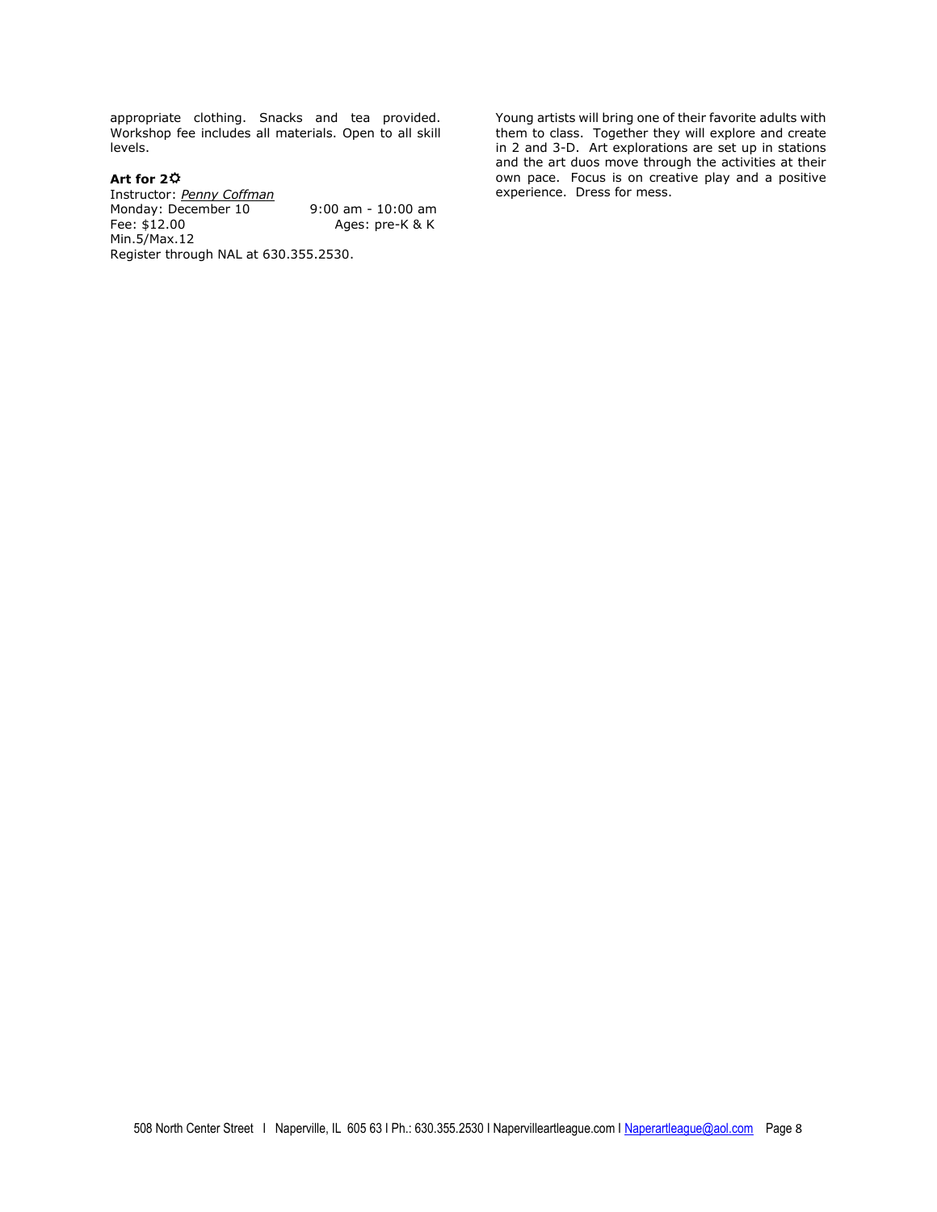appropriate clothing. Snacks and tea provided. Workshop fee includes all materials. Open to all skill levels.

**Art for 2**☼

Instructor: *Penny Coffman*
Monday: December 10 9:00 am - 10:00 am
Fee: $12.00 Ages: pre-K & K
Min.5/Max.12
Register through NAL at 630.355.2530.

Young artists will bring one of their favorite adults with them to class. Together they will explore and create in 2 and 3-D. Art explorations are set up in stations and the art duos move through the activities at their own pace. Focus is on creative play and a positive experience. Dress for mess.